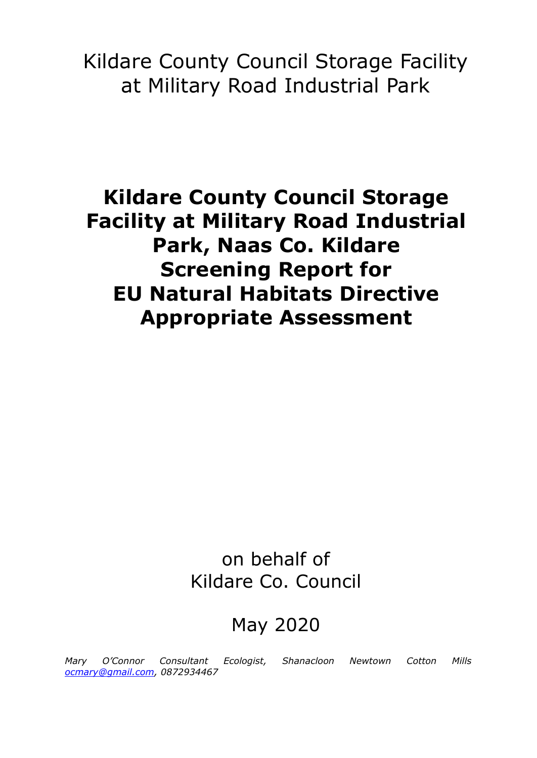Kildare County Council Storage Facility at Military Road Industrial Park

# Kildare County Council Storage Facility at Military Road Industrial Park, Naas Co. Kildare Screening Report for EU Natural Habitats Directive Appropriate Assessment

on behalf of
Kildare Co. Council

May 2020

*Mary O'Connor Consultant Ecologist, Shanacloon Newtown Cotton Mills [ocmary@gmail.com](mailto:ocmary@gmail.com), 0872934467*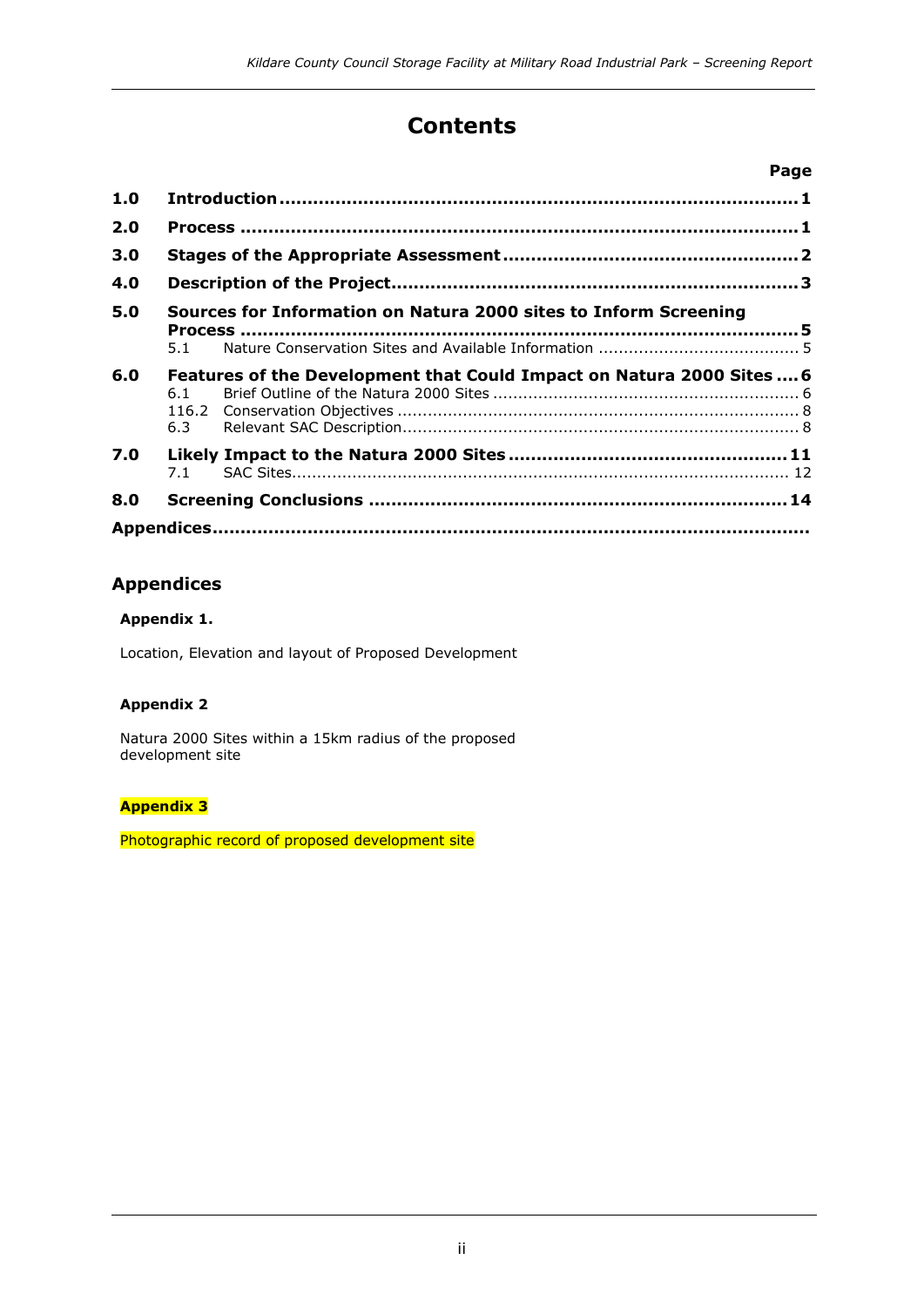# Contents

| | | Page |
|---|---|---|
| **1.0** | **Introduction** | **1** |
| **2.0** | **Process** | **1** |
| **3.0** | **Stages of the Appropriate Assessment** | **2** |
| **4.0** | **Description of the Project** | **3** |
| **5.0** | **Sources for Information on Natura 2000 sites to Inform Screening Process** | **5** |
| | 5.1 Nature Conservation Sites and Available Information | 5 |
| **6.0** | **Features of the Development that Could Impact on Natura 2000 Sites** | **6** |
| | 6.1 Brief Outline of the Natura 2000 Sites | 6 |
| | 116.2 Conservation Objectives | 8 |
| | 6.3 Relevant SAC Description | 8 |
| **7.0** | **Likely Impact to the Natura 2000 Sites** | **11** |
| | 7.1 SAC Sites | 12 |
| **8.0** | **Screening Conclusions** | **14** |
| **Appendices** | | |

## Appendices

**Appendix 1.**

Location, Elevation and layout of Proposed Development

**Appendix 2**

Natura 2000 Sites within a 15km radius of the proposed development site

**Appendix 3**

Photographic record of proposed development site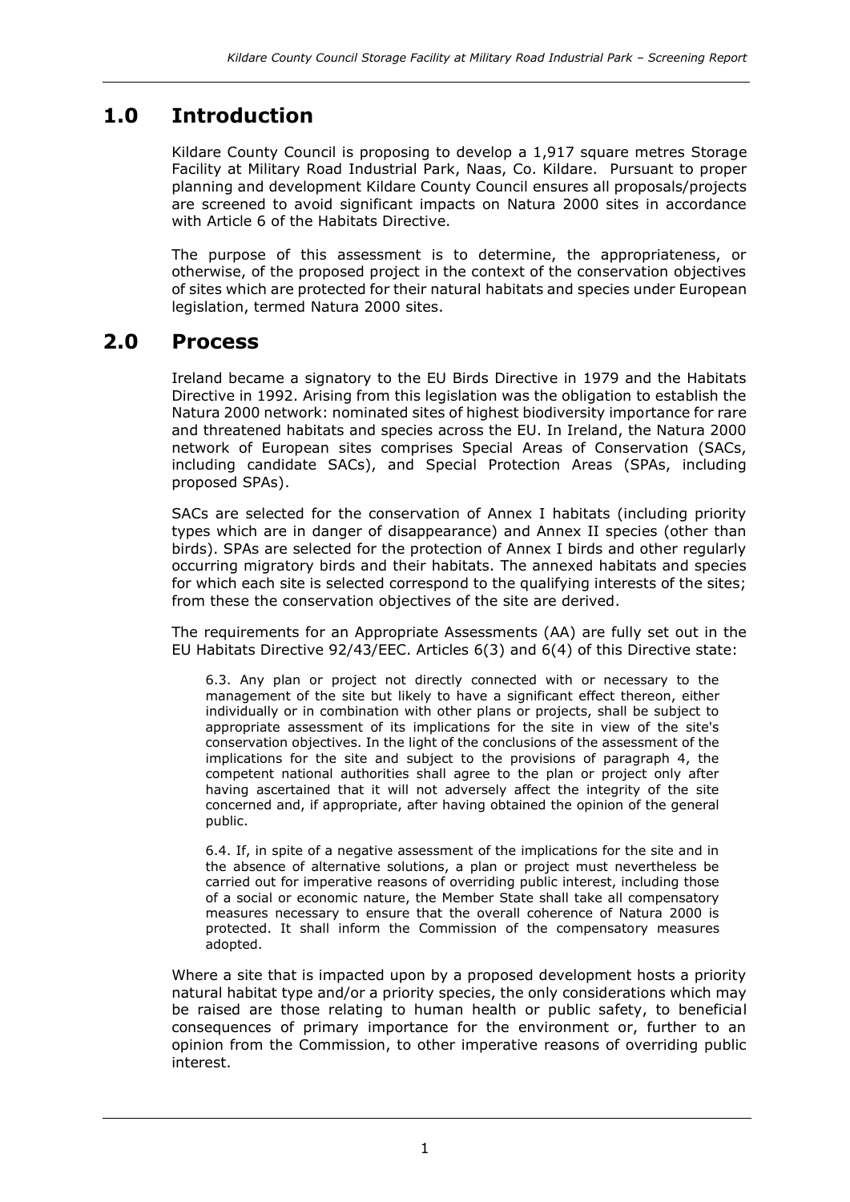## 1.0 Introduction

Kildare County Council is proposing to develop a 1,917 square metres Storage Facility at Military Road Industrial Park, Naas, Co. Kildare. Pursuant to proper planning and development Kildare County Council ensures all proposals/projects are screened to avoid significant impacts on Natura 2000 sites in accordance with Article 6 of the Habitats Directive.

The purpose of this assessment is to determine, the appropriateness, or otherwise, of the proposed project in the context of the conservation objectives of sites which are protected for their natural habitats and species under European legislation, termed Natura 2000 sites.

## 2.0 Process

Ireland became a signatory to the EU Birds Directive in 1979 and the Habitats Directive in 1992. Arising from this legislation was the obligation to establish the Natura 2000 network: nominated sites of highest biodiversity importance for rare and threatened habitats and species across the EU. In Ireland, the Natura 2000 network of European sites comprises Special Areas of Conservation (SACs, including candidate SACs), and Special Protection Areas (SPAs, including proposed SPAs).

SACs are selected for the conservation of Annex I habitats (including priority types which are in danger of disappearance) and Annex II species (other than birds). SPAs are selected for the protection of Annex I birds and other regularly occurring migratory birds and their habitats. The annexed habitats and species for which each site is selected correspond to the qualifying interests of the sites; from these the conservation objectives of the site are derived.

The requirements for an Appropriate Assessments (AA) are fully set out in the EU Habitats Directive 92/43/EEC. Articles 6(3) and 6(4) of this Directive state:

> 6.3. Any plan or project not directly connected with or necessary to the management of the site but likely to have a significant effect thereon, either individually or in combination with other plans or projects, shall be subject to appropriate assessment of its implications for the site in view of the site's conservation objectives. In the light of the conclusions of the assessment of the implications for the site and subject to the provisions of paragraph 4, the competent national authorities shall agree to the plan or project only after having ascertained that it will not adversely affect the integrity of the site concerned and, if appropriate, after having obtained the opinion of the general public.
>
> 6.4. If, in spite of a negative assessment of the implications for the site and in the absence of alternative solutions, a plan or project must nevertheless be carried out for imperative reasons of overriding public interest, including those of a social or economic nature, the Member State shall take all compensatory measures necessary to ensure that the overall coherence of Natura 2000 is protected. It shall inform the Commission of the compensatory measures adopted.

Where a site that is impacted upon by a proposed development hosts a priority natural habitat type and/or a priority species, the only considerations which may be raised are those relating to human health or public safety, to beneficial consequences of primary importance for the environment or, further to an opinion from the Commission, to other imperative reasons of overriding public interest.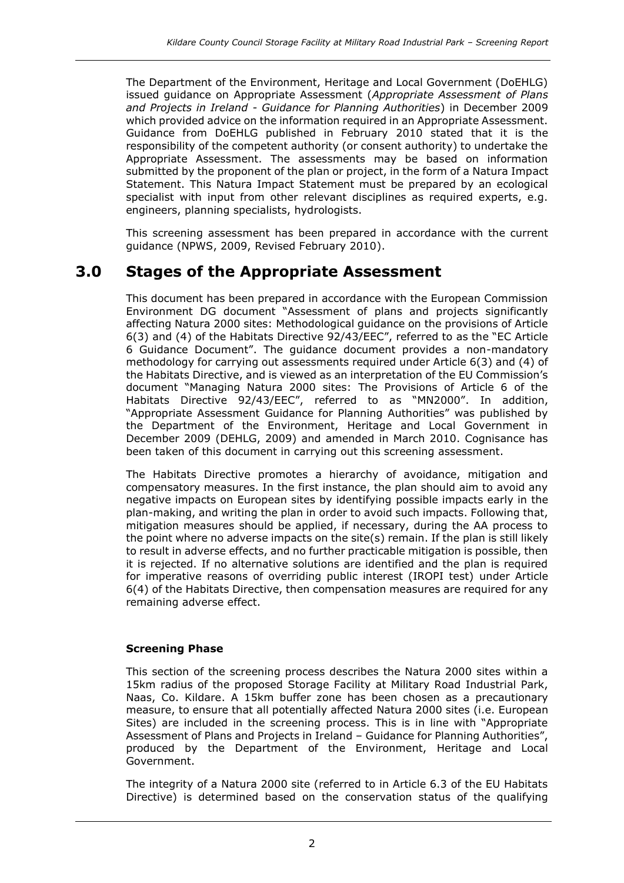The Department of the Environment, Heritage and Local Government (DoEHLG) issued guidance on Appropriate Assessment (*Appropriate Assessment of Plans and Projects in Ireland - Guidance for Planning Authorities*) in December 2009 which provided advice on the information required in an Appropriate Assessment. Guidance from DoEHLG published in February 2010 stated that it is the responsibility of the competent authority (or consent authority) to undertake the Appropriate Assessment. The assessments may be based on information submitted by the proponent of the plan or project, in the form of a Natura Impact Statement. This Natura Impact Statement must be prepared by an ecological specialist with input from other relevant disciplines as required experts, e.g. engineers, planning specialists, hydrologists.

This screening assessment has been prepared in accordance with the current guidance (NPWS, 2009, Revised February 2010).

# 3.0 Stages of the Appropriate Assessment

This document has been prepared in accordance with the European Commission Environment DG document "Assessment of plans and projects significantly affecting Natura 2000 sites: Methodological guidance on the provisions of Article 6(3) and (4) of the Habitats Directive 92/43/EEC", referred to as the "EC Article 6 Guidance Document". The guidance document provides a non-mandatory methodology for carrying out assessments required under Article 6(3) and (4) of the Habitats Directive, and is viewed as an interpretation of the EU Commission's document "Managing Natura 2000 sites: The Provisions of Article 6 of the Habitats Directive 92/43/EEC", referred to as "MN2000". In addition, "Appropriate Assessment Guidance for Planning Authorities" was published by the Department of the Environment, Heritage and Local Government in December 2009 (DEHLG, 2009) and amended in March 2010. Cognisance has been taken of this document in carrying out this screening assessment.

The Habitats Directive promotes a hierarchy of avoidance, mitigation and compensatory measures. In the first instance, the plan should aim to avoid any negative impacts on European sites by identifying possible impacts early in the plan-making, and writing the plan in order to avoid such impacts. Following that, mitigation measures should be applied, if necessary, during the AA process to the point where no adverse impacts on the site(s) remain. If the plan is still likely to result in adverse effects, and no further practicable mitigation is possible, then it is rejected. If no alternative solutions are identified and the plan is required for imperative reasons of overriding public interest (IROPI test) under Article 6(4) of the Habitats Directive, then compensation measures are required for any remaining adverse effect.

**Screening Phase**

This section of the screening process describes the Natura 2000 sites within a 15km radius of the proposed Storage Facility at Military Road Industrial Park, Naas, Co. Kildare. A 15km buffer zone has been chosen as a precautionary measure, to ensure that all potentially affected Natura 2000 sites (i.e. European Sites) are included in the screening process. This is in line with "Appropriate Assessment of Plans and Projects in Ireland – Guidance for Planning Authorities", produced by the Department of the Environment, Heritage and Local Government.

The integrity of a Natura 2000 site (referred to in Article 6.3 of the EU Habitats Directive) is determined based on the conservation status of the qualifying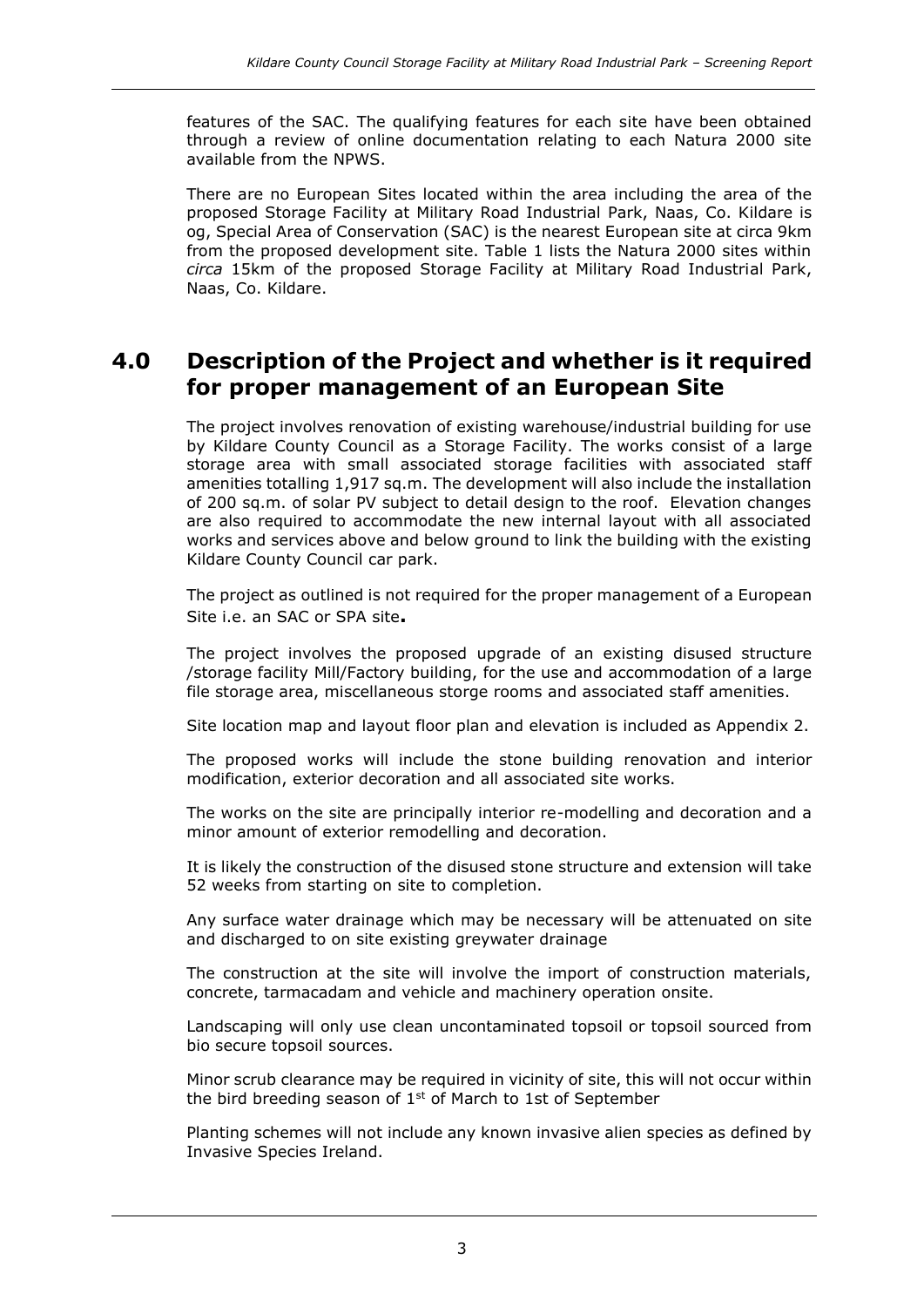features of the SAC. The qualifying features for each site have been obtained through a review of online documentation relating to each Natura 2000 site available from the NPWS.

There are no European Sites located within the area including the area of the proposed Storage Facility at Military Road Industrial Park, Naas, Co. Kildare is og, Special Area of Conservation (SAC) is the nearest European site at circa 9km from the proposed development site. Table 1 lists the Natura 2000 sites within *circa* 15km of the proposed Storage Facility at Military Road Industrial Park, Naas, Co. Kildare.

## 4.0 Description of the Project and whether is it required for proper management of an European Site

The project involves renovation of existing warehouse/industrial building for use by Kildare County Council as a Storage Facility. The works consist of a large storage area with small associated storage facilities with associated staff amenities totalling 1,917 sq.m. The development will also include the installation of 200 sq.m. of solar PV subject to detail design to the roof. Elevation changes are also required to accommodate the new internal layout with all associated works and services above and below ground to link the building with the existing Kildare County Council car park.

The project as outlined is not required for the proper management of a European Site i.e. an SAC or SPA site**.**

The project involves the proposed upgrade of an existing disused structure /storage facility Mill/Factory building, for the use and accommodation of a large file storage area, miscellaneous storge rooms and associated staff amenities.

Site location map and layout floor plan and elevation is included as Appendix 2.

The proposed works will include the stone building renovation and interior modification, exterior decoration and all associated site works.

The works on the site are principally interior re-modelling and decoration and a minor amount of exterior remodelling and decoration.

It is likely the construction of the disused stone structure and extension will take 52 weeks from starting on site to completion.

Any surface water drainage which may be necessary will be attenuated on site and discharged to on site existing greywater drainage

The construction at the site will involve the import of construction materials, concrete, tarmacadam and vehicle and machinery operation onsite.

Landscaping will only use clean uncontaminated topsoil or topsoil sourced from bio secure topsoil sources.

Minor scrub clearance may be required in vicinity of site, this will not occur within the bird breeding season of 1st of March to 1st of September

Planting schemes will not include any known invasive alien species as defined by Invasive Species Ireland.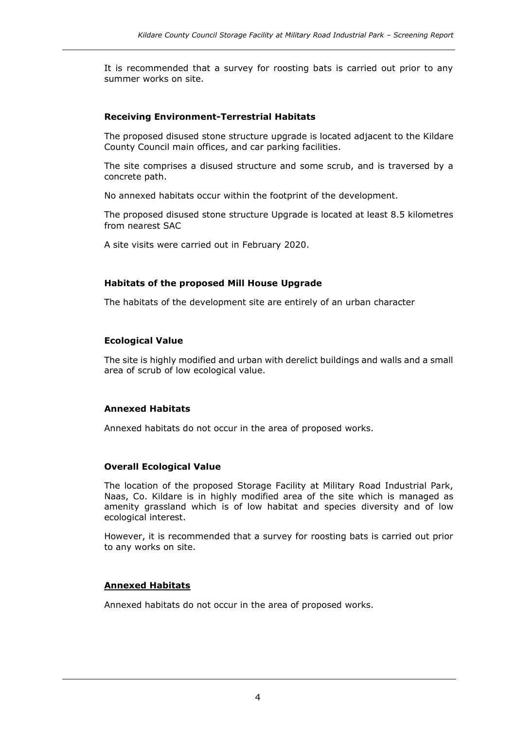It is recommended that a survey for roosting bats is carried out prior to any summer works on site.

### Receiving Environment-Terrestrial Habitats

The proposed disused stone structure upgrade is located adjacent to the Kildare County Council main offices, and car parking facilities.

The site comprises a disused structure and some scrub, and is traversed by a concrete path.

No annexed habitats occur within the footprint of the development.

The proposed disused stone structure Upgrade is located at least 8.5 kilometres from nearest SAC

A site visits were carried out in February 2020.

### Habitats of the proposed Mill House Upgrade

The habitats of the development site are entirely of an urban character

### Ecological Value

The site is highly modified and urban with derelict buildings and walls and a small area of scrub of low ecological value.

### Annexed Habitats

Annexed habitats do not occur in the area of proposed works.

### Overall Ecological Value

The location of the proposed Storage Facility at Military Road Industrial Park, Naas, Co. Kildare is in highly modified area of the site which is managed as amenity grassland which is of low habitat and species diversity and of low ecological interest.

However, it is recommended that a survey for roosting bats is carried out prior to any works on site.

### <u>Annexed Habitats</u>

Annexed habitats do not occur in the area of proposed works.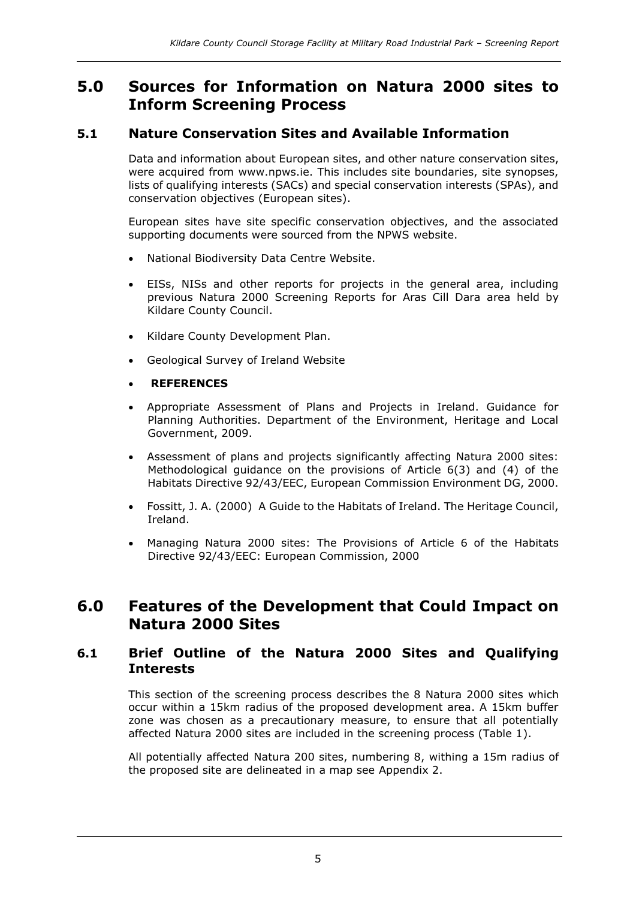# 5.0 Sources for Information on Natura 2000 sites to Inform Screening Process

## 5.1 Nature Conservation Sites and Available Information

Data and information about European sites, and other nature conservation sites, were acquired from www.npws.ie. This includes site boundaries, site synopses, lists of qualifying interests (SACs) and special conservation interests (SPAs), and conservation objectives (European sites).

European sites have site specific conservation objectives, and the associated supporting documents were sourced from the NPWS website.

- National Biodiversity Data Centre Website.
- EISs, NISs and other reports for projects in the general area, including previous Natura 2000 Screening Reports for Aras Cill Dara area held by Kildare County Council.
- Kildare County Development Plan.
- Geological Survey of Ireland Website
- **REFERENCES**
- Appropriate Assessment of Plans and Projects in Ireland. Guidance for Planning Authorities. Department of the Environment, Heritage and Local Government, 2009.
- Assessment of plans and projects significantly affecting Natura 2000 sites: Methodological guidance on the provisions of Article 6(3) and (4) of the Habitats Directive 92/43/EEC, European Commission Environment DG, 2000.
- Fossitt, J. A. (2000) A Guide to the Habitats of Ireland. The Heritage Council, Ireland.
- Managing Natura 2000 sites: The Provisions of Article 6 of the Habitats Directive 92/43/EEC: European Commission, 2000

# 6.0 Features of the Development that Could Impact on Natura 2000 Sites

## 6.1 Brief Outline of the Natura 2000 Sites and Qualifying Interests

This section of the screening process describes the 8 Natura 2000 sites which occur within a 15km radius of the proposed development area. A 15km buffer zone was chosen as a precautionary measure, to ensure that all potentially affected Natura 2000 sites are included in the screening process (Table 1).

All potentially affected Natura 200 sites, numbering 8, withing a 15m radius of the proposed site are delineated in a map see Appendix 2.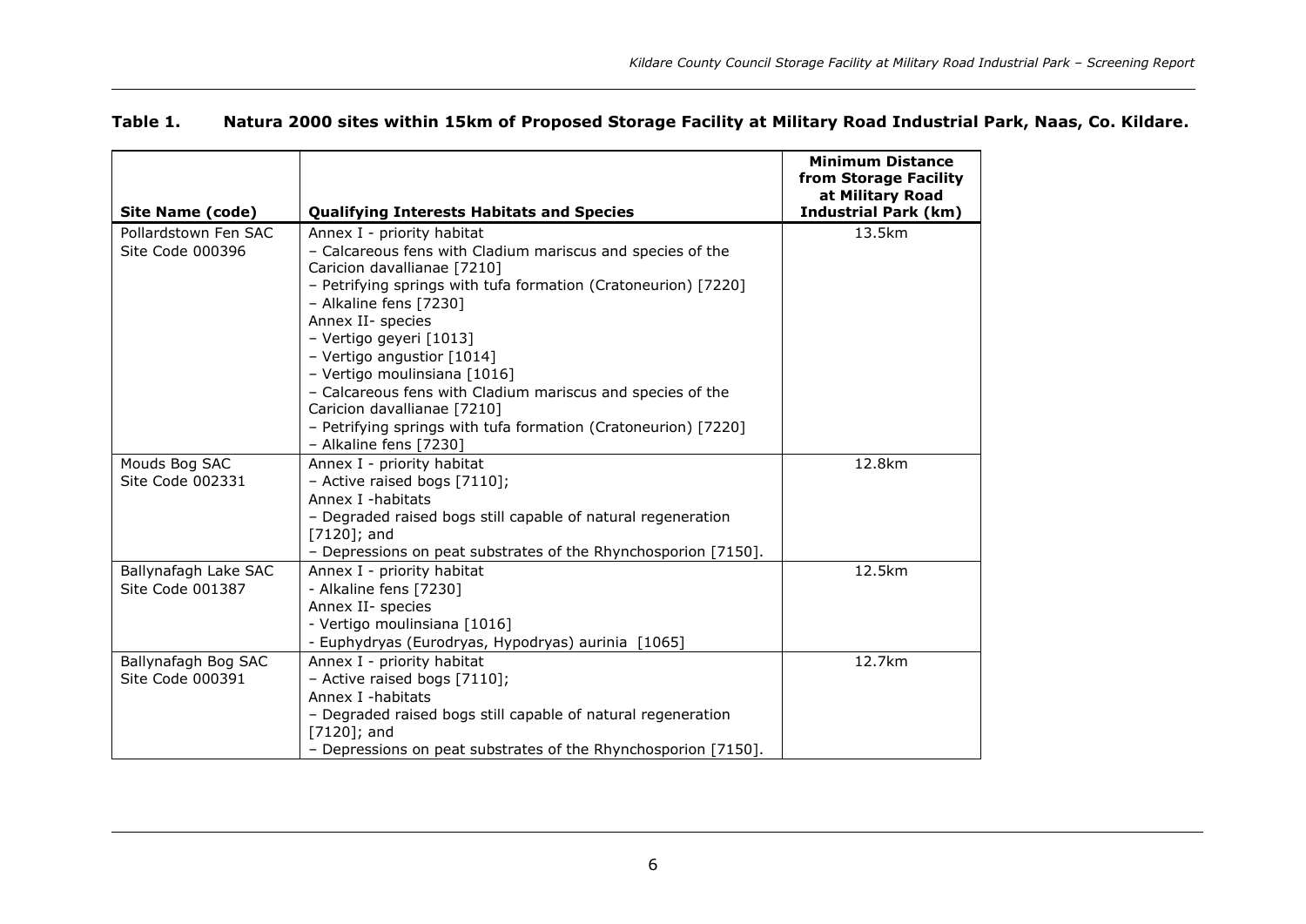**Table 1. Natura 2000 sites within 15km of Proposed Storage Facility at Military Road Industrial Park, Naas, Co. Kildare.**

| Site Name (code) | Qualifying Interests Habitats and Species | Minimum Distance from Storage Facility at Military Road Industrial Park (km) |
|---|---|---|
| Pollardstown Fen SAC<br>Site Code 000396 | Annex I - priority habitat<br>– Calcareous fens with Cladium mariscus and species of the Caricion davallianae [7210]<br>– Petrifying springs with tufa formation (Cratoneurion) [7220]<br>– Alkaline fens [7230]<br>Annex II- species<br>– Vertigo geyeri [1013]<br>– Vertigo angustior [1014]<br>– Vertigo moulinsiana [1016]<br>– Calcareous fens with Cladium mariscus and species of the Caricion davallianae [7210]<br>– Petrifying springs with tufa formation (Cratoneurion) [7220]<br>– Alkaline fens [7230] | 13.5km |
| Mouds Bog SAC<br>Site Code 002331 | Annex I - priority habitat<br>– Active raised bogs [7110];<br>Annex I -habitats<br>– Degraded raised bogs still capable of natural regeneration [7120]; and<br>– Depressions on peat substrates of the Rhynchosporion [7150]. | 12.8km |
| Ballynafagh Lake SAC<br>Site Code 001387 | Annex I - priority habitat<br>- Alkaline fens [7230]<br>Annex II- species<br>- Vertigo moulinsiana [1016]<br>- Euphydryas (Eurodryas, Hypodryas) aurinia [1065] | 12.5km |
| Ballynafagh Bog SAC<br>Site Code 000391 | Annex I - priority habitat<br>– Active raised bogs [7110];<br>Annex I -habitats<br>– Degraded raised bogs still capable of natural regeneration [7120]; and<br>– Depressions on peat substrates of the Rhynchosporion [7150]. | 12.7km |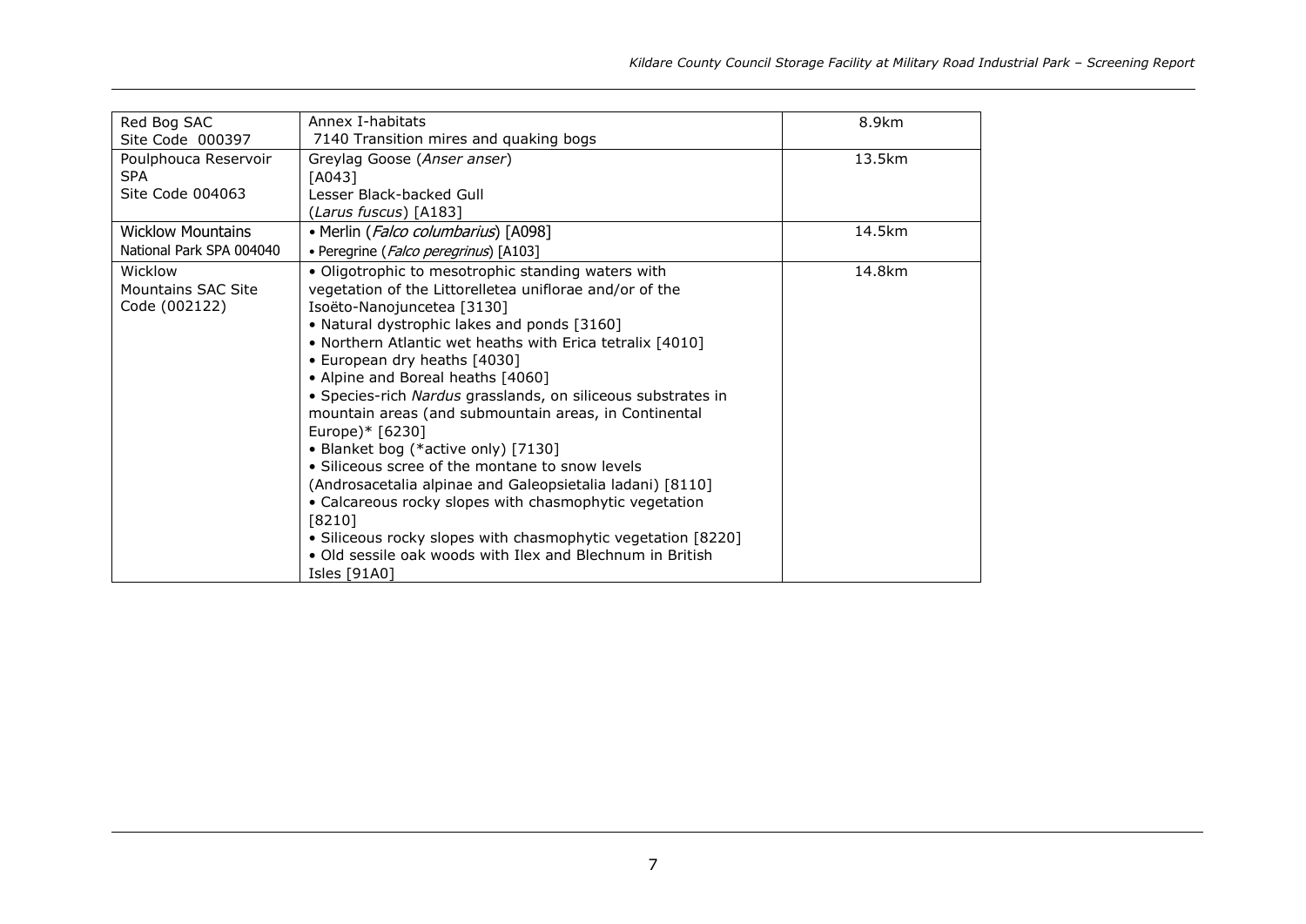| Red Bog SAC<br>Site Code 000397 | Annex I-habitats<br>7140 Transition mires and quaking bogs | 8.9km |
|---|---|---|
| Poulphouca Reservoir SPA<br>Site Code 004063 | Greylag Goose (*Anser anser*)<br>[A043]<br>Lesser Black-backed Gull<br>(*Larus fuscus*) [A183] | 13.5km |
| Wicklow Mountains National Park SPA 004040 | • Merlin (*Falco columbarius*) [A098]<br>• Peregrine (*Falco peregrinus*) [A103] | 14.5km |
| Wicklow Mountains SAC Site Code (002122) | • Oligotrophic to mesotrophic standing waters with vegetation of the Littorelletea uniflorae and/or of the Isoëto-Nanojuncetea [3130]<br>• Natural dystrophic lakes and ponds [3160]<br>• Northern Atlantic wet heaths with Erica tetralix [4010]<br>• European dry heaths [4030]<br>• Alpine and Boreal heaths [4060]<br>• Species-rich *Nardus* grasslands, on siliceous substrates in mountain areas (and submountain areas, in Continental Europe)* [6230]<br>• Blanket bog (*active only) [7130]<br>• Siliceous scree of the montane to snow levels (Androsacetalia alpinae and Galeopsietalia ladani) [8110]<br>• Calcareous rocky slopes with chasmophytic vegetation [8210]<br>• Siliceous rocky slopes with chasmophytic vegetation [8220]<br>• Old sessile oak woods with Ilex and Blechnum in British Isles [91A0] | 14.8km |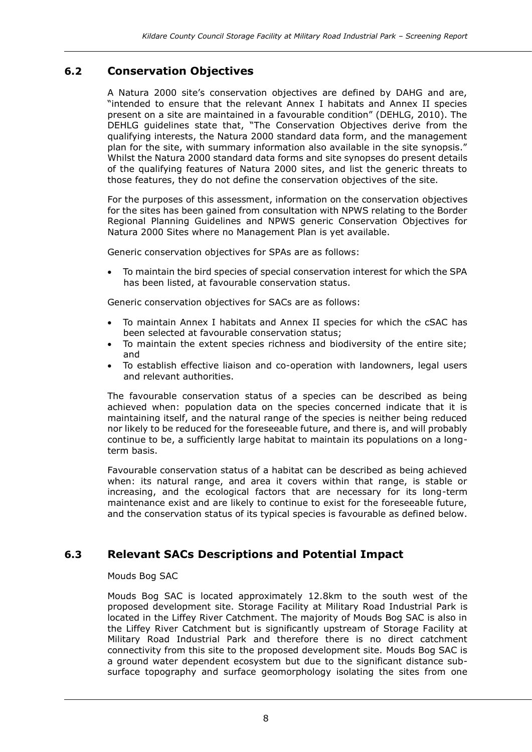## 6.2 Conservation Objectives

A Natura 2000 site's conservation objectives are defined by DAHG and are, "intended to ensure that the relevant Annex I habitats and Annex II species present on a site are maintained in a favourable condition" (DEHLG, 2010). The DEHLG guidelines state that, "The Conservation Objectives derive from the qualifying interests, the Natura 2000 standard data form, and the management plan for the site, with summary information also available in the site synopsis." Whilst the Natura 2000 standard data forms and site synopses do present details of the qualifying features of Natura 2000 sites, and list the generic threats to those features, they do not define the conservation objectives of the site.

For the purposes of this assessment, information on the conservation objectives for the sites has been gained from consultation with NPWS relating to the Border Regional Planning Guidelines and NPWS generic Conservation Objectives for Natura 2000 Sites where no Management Plan is yet available.

Generic conservation objectives for SPAs are as follows:

- To maintain the bird species of special conservation interest for which the SPA has been listed, at favourable conservation status.

Generic conservation objectives for SACs are as follows:

- To maintain Annex I habitats and Annex II species for which the cSAC has been selected at favourable conservation status;
- To maintain the extent species richness and biodiversity of the entire site; and
- To establish effective liaison and co-operation with landowners, legal users and relevant authorities.

The favourable conservation status of a species can be described as being achieved when: population data on the species concerned indicate that it is maintaining itself, and the natural range of the species is neither being reduced nor likely to be reduced for the foreseeable future, and there is, and will probably continue to be, a sufficiently large habitat to maintain its populations on a long-term basis.

Favourable conservation status of a habitat can be described as being achieved when: its natural range, and area it covers within that range, is stable or increasing, and the ecological factors that are necessary for its long-term maintenance exist and are likely to continue to exist for the foreseeable future, and the conservation status of its typical species is favourable as defined below.

## 6.3 Relevant SACs Descriptions and Potential Impact

Mouds Bog SAC

Mouds Bog SAC is located approximately 12.8km to the south west of the proposed development site. Storage Facility at Military Road Industrial Park is located in the Liffey River Catchment. The majority of Mouds Bog SAC is also in the Liffey River Catchment but is significantly upstream of Storage Facility at Military Road Industrial Park and therefore there is no direct catchment connectivity from this site to the proposed development site. Mouds Bog SAC is a ground water dependent ecosystem but due to the significant distance sub-surface topography and surface geomorphology isolating the sites from one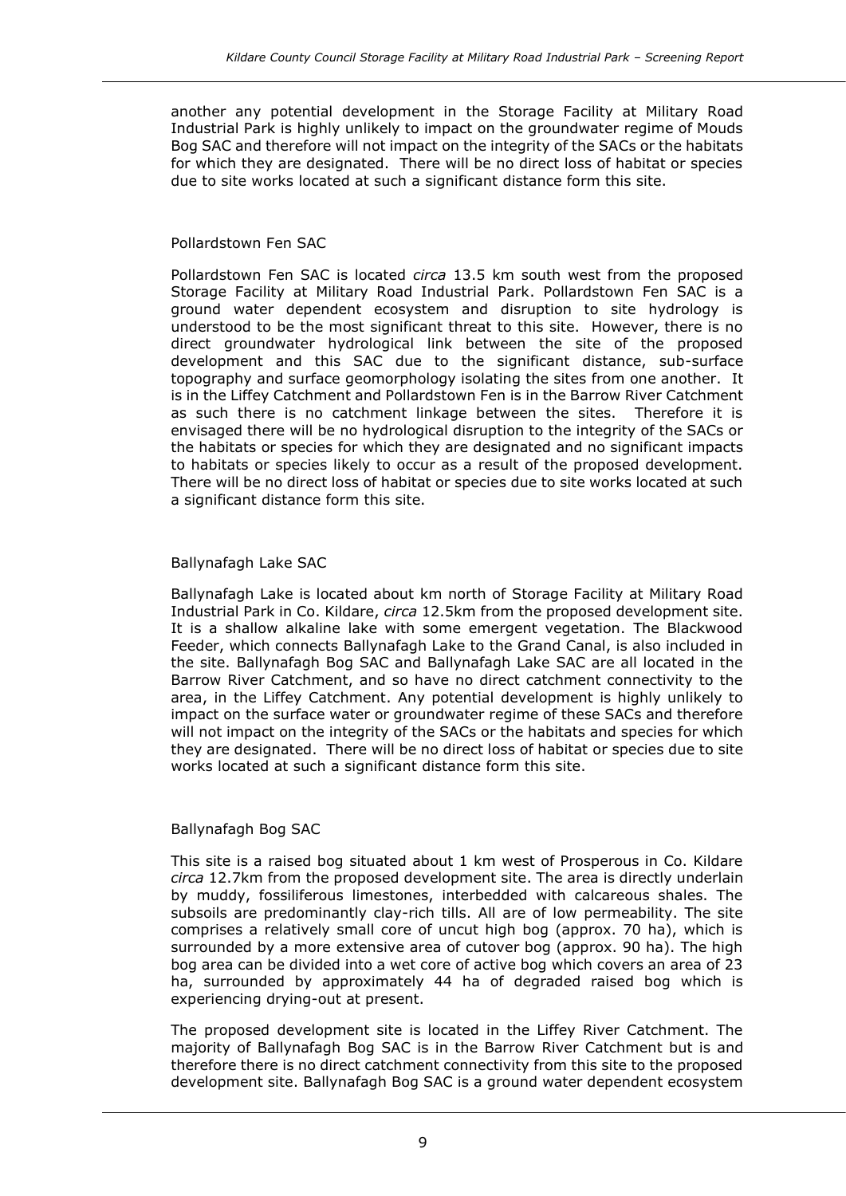another any potential development in the Storage Facility at Military Road Industrial Park is highly unlikely to impact on the groundwater regime of Mouds Bog SAC and therefore will not impact on the integrity of the SACs or the habitats for which they are designated. There will be no direct loss of habitat or species due to site works located at such a significant distance form this site.

Pollardstown Fen SAC

Pollardstown Fen SAC is located *circa* 13.5 km south west from the proposed Storage Facility at Military Road Industrial Park. Pollardstown Fen SAC is a ground water dependent ecosystem and disruption to site hydrology is understood to be the most significant threat to this site. However, there is no direct groundwater hydrological link between the site of the proposed development and this SAC due to the significant distance, sub-surface topography and surface geomorphology isolating the sites from one another. It is in the Liffey Catchment and Pollardstown Fen is in the Barrow River Catchment as such there is no catchment linkage between the sites. Therefore it is envisaged there will be no hydrological disruption to the integrity of the SACs or the habitats or species for which they are designated and no significant impacts to habitats or species likely to occur as a result of the proposed development. There will be no direct loss of habitat or species due to site works located at such a significant distance form this site.

Ballynafagh Lake SAC

Ballynafagh Lake is located about km north of Storage Facility at Military Road Industrial Park in Co. Kildare, *circa* 12.5km from the proposed development site. It is a shallow alkaline lake with some emergent vegetation. The Blackwood Feeder, which connects Ballynafagh Lake to the Grand Canal, is also included in the site. Ballynafagh Bog SAC and Ballynafagh Lake SAC are all located in the Barrow River Catchment, and so have no direct catchment connectivity to the area, in the Liffey Catchment. Any potential development is highly unlikely to impact on the surface water or groundwater regime of these SACs and therefore will not impact on the integrity of the SACs or the habitats and species for which they are designated. There will be no direct loss of habitat or species due to site works located at such a significant distance form this site.

Ballynafagh Bog SAC

This site is a raised bog situated about 1 km west of Prosperous in Co. Kildare *circa* 12.7km from the proposed development site. The area is directly underlain by muddy, fossiliferous limestones, interbedded with calcareous shales. The subsoils are predominantly clay-rich tills. All are of low permeability. The site comprises a relatively small core of uncut high bog (approx. 70 ha), which is surrounded by a more extensive area of cutover bog (approx. 90 ha). The high bog area can be divided into a wet core of active bog which covers an area of 23 ha, surrounded by approximately 44 ha of degraded raised bog which is experiencing drying-out at present.

The proposed development site is located in the Liffey River Catchment. The majority of Ballynafagh Bog SAC is in the Barrow River Catchment but is and therefore there is no direct catchment connectivity from this site to the proposed development site. Ballynafagh Bog SAC is a ground water dependent ecosystem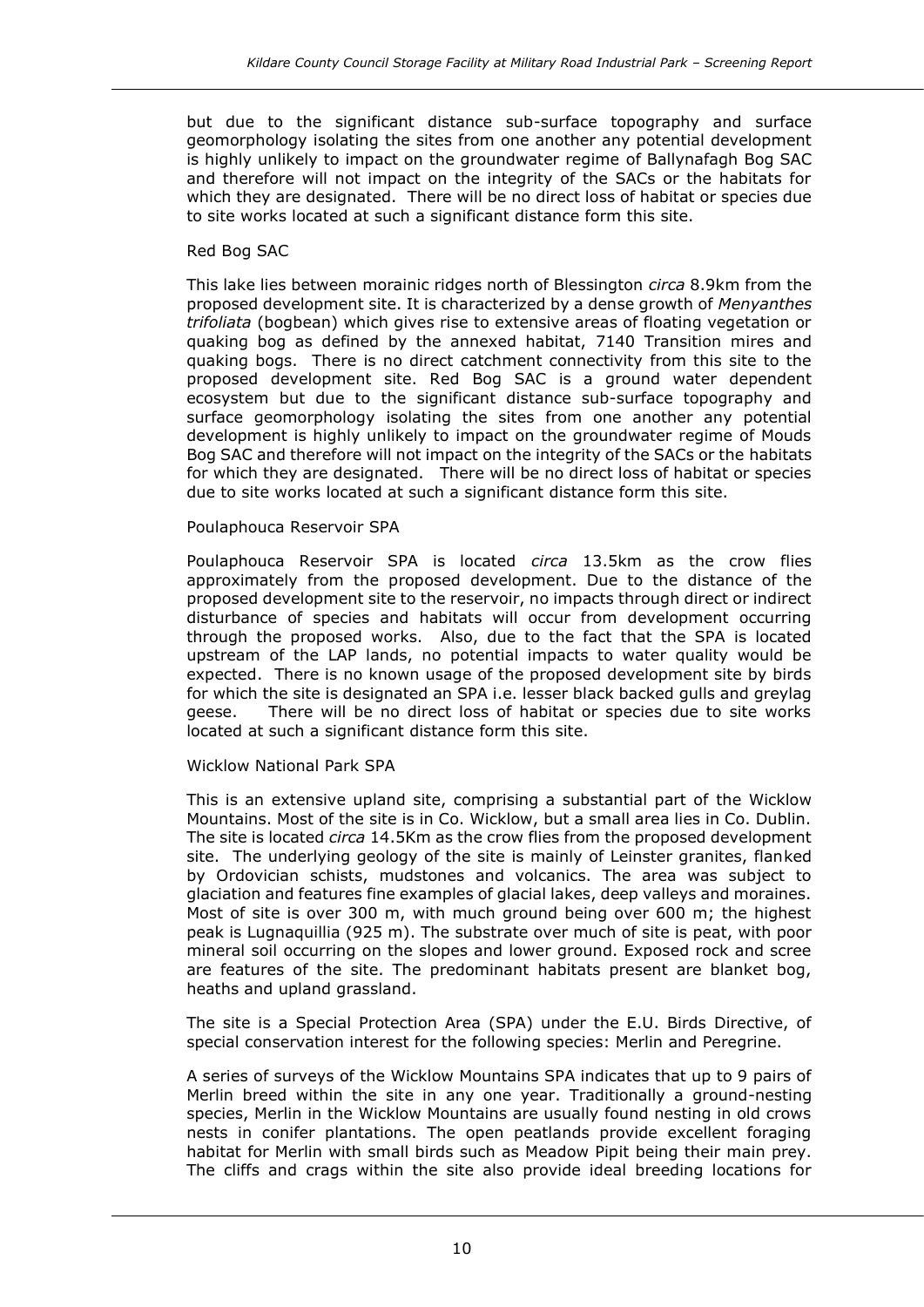but due to the significant distance sub-surface topography and surface geomorphology isolating the sites from one another any potential development is highly unlikely to impact on the groundwater regime of Ballynafagh Bog SAC and therefore will not impact on the integrity of the SACs or the habitats for which they are designated. There will be no direct loss of habitat or species due to site works located at such a significant distance form this site.

Red Bog SAC

This lake lies between morainic ridges north of Blessington *circa* 8.9km from the proposed development site. It is characterized by a dense growth of *Menyanthes trifoliata* (bogbean) which gives rise to extensive areas of floating vegetation or quaking bog as defined by the annexed habitat, 7140 Transition mires and quaking bogs. There is no direct catchment connectivity from this site to the proposed development site. Red Bog SAC is a ground water dependent ecosystem but due to the significant distance sub-surface topography and surface geomorphology isolating the sites from one another any potential development is highly unlikely to impact on the groundwater regime of Mouds Bog SAC and therefore will not impact on the integrity of the SACs or the habitats for which they are designated. There will be no direct loss of habitat or species due to site works located at such a significant distance form this site.

Poulaphouca Reservoir SPA

Poulaphouca Reservoir SPA is located *circa* 13.5km as the crow flies approximately from the proposed development. Due to the distance of the proposed development site to the reservoir, no impacts through direct or indirect disturbance of species and habitats will occur from development occurring through the proposed works. Also, due to the fact that the SPA is located upstream of the LAP lands, no potential impacts to water quality would be expected. There is no known usage of the proposed development site by birds for which the site is designated an SPA i.e. lesser black backed gulls and greylag geese. There will be no direct loss of habitat or species due to site works located at such a significant distance form this site.

Wicklow National Park SPA

This is an extensive upland site, comprising a substantial part of the Wicklow Mountains. Most of the site is in Co. Wicklow, but a small area lies in Co. Dublin. The site is located *circa* 14.5Km as the crow flies from the proposed development site. The underlying geology of the site is mainly of Leinster granites, flanked by Ordovician schists, mudstones and volcanics. The area was subject to glaciation and features fine examples of glacial lakes, deep valleys and moraines. Most of site is over 300 m, with much ground being over 600 m; the highest peak is Lugnaquillia (925 m). The substrate over much of site is peat, with poor mineral soil occurring on the slopes and lower ground. Exposed rock and scree are features of the site. The predominant habitats present are blanket bog, heaths and upland grassland.

The site is a Special Protection Area (SPA) under the E.U. Birds Directive, of special conservation interest for the following species: Merlin and Peregrine.

A series of surveys of the Wicklow Mountains SPA indicates that up to 9 pairs of Merlin breed within the site in any one year. Traditionally a ground-nesting species, Merlin in the Wicklow Mountains are usually found nesting in old crows nests in conifer plantations. The open peatlands provide excellent foraging habitat for Merlin with small birds such as Meadow Pipit being their main prey. The cliffs and crags within the site also provide ideal breeding locations for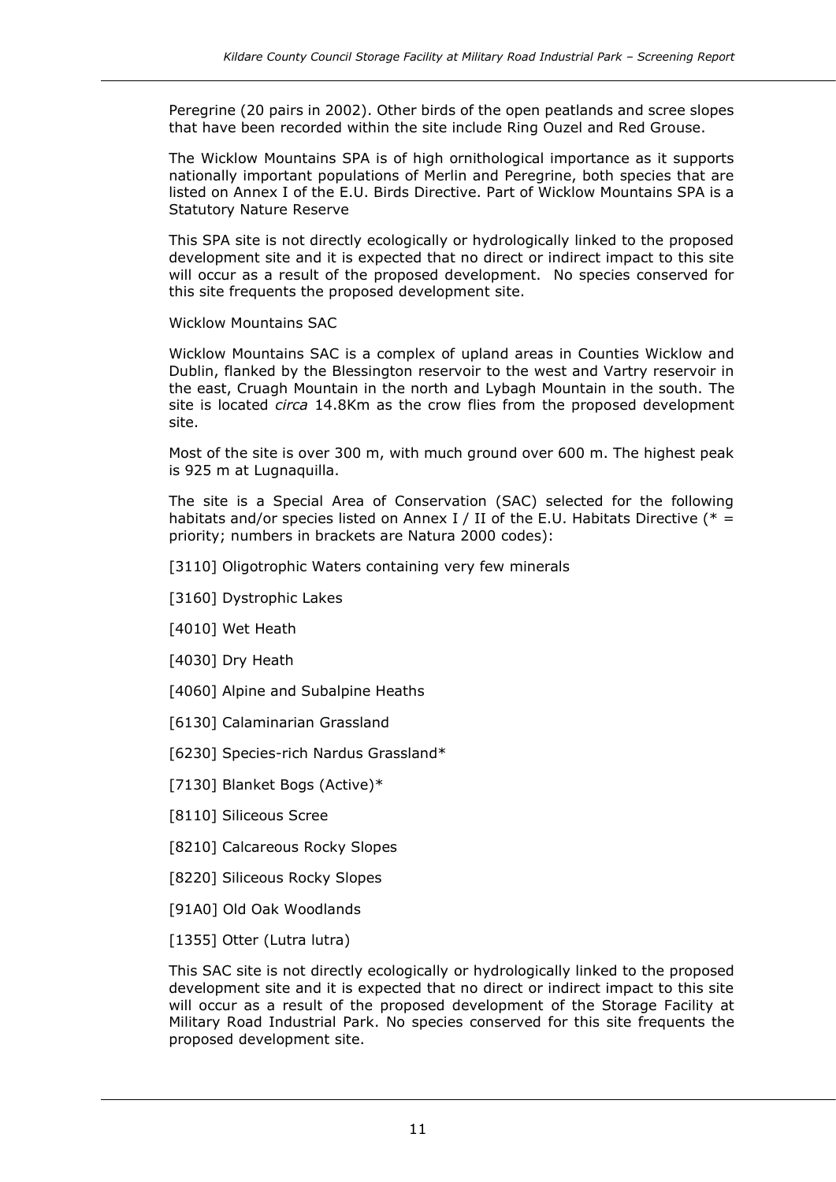Peregrine (20 pairs in 2002). Other birds of the open peatlands and scree slopes that have been recorded within the site include Ring Ouzel and Red Grouse.

The Wicklow Mountains SPA is of high ornithological importance as it supports nationally important populations of Merlin and Peregrine, both species that are listed on Annex I of the E.U. Birds Directive. Part of Wicklow Mountains SPA is a Statutory Nature Reserve

This SPA site is not directly ecologically or hydrologically linked to the proposed development site and it is expected that no direct or indirect impact to this site will occur as a result of the proposed development. No species conserved for this site frequents the proposed development site.

Wicklow Mountains SAC

Wicklow Mountains SAC is a complex of upland areas in Counties Wicklow and Dublin, flanked by the Blessington reservoir to the west and Vartry reservoir in the east, Cruagh Mountain in the north and Lybagh Mountain in the south. The site is located *circa* 14.8Km as the crow flies from the proposed development site.

Most of the site is over 300 m, with much ground over 600 m. The highest peak is 925 m at Lugnaquilla.

The site is a Special Area of Conservation (SAC) selected for the following habitats and/or species listed on Annex I / II of the E.U. Habitats Directive (* = priority; numbers in brackets are Natura 2000 codes):

[3110] Oligotrophic Waters containing very few minerals

[3160] Dystrophic Lakes

[4010] Wet Heath

[4030] Dry Heath

[4060] Alpine and Subalpine Heaths

[6130] Calaminarian Grassland

[6230] Species-rich Nardus Grassland*

[7130] Blanket Bogs (Active)*

[8110] Siliceous Scree

[8210] Calcareous Rocky Slopes

[8220] Siliceous Rocky Slopes

[91A0] Old Oak Woodlands

[1355] Otter (Lutra lutra)

This SAC site is not directly ecologically or hydrologically linked to the proposed development site and it is expected that no direct or indirect impact to this site will occur as a result of the proposed development of the Storage Facility at Military Road Industrial Park. No species conserved for this site frequents the proposed development site.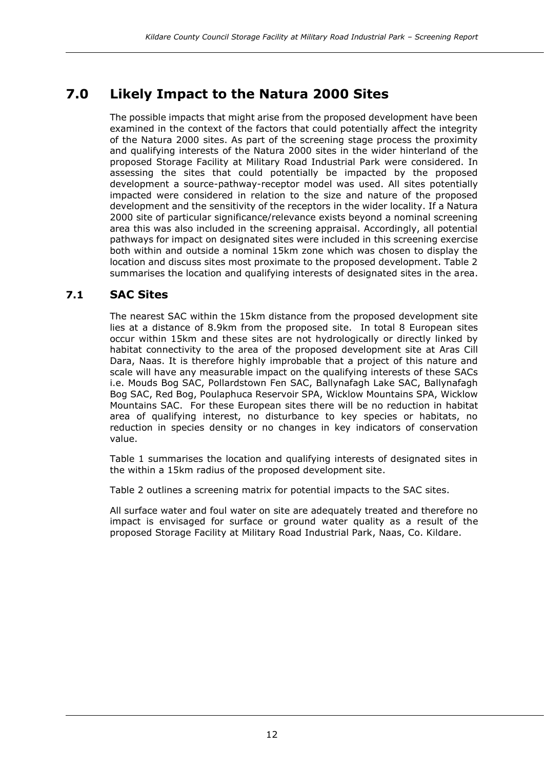## 7.0 Likely Impact to the Natura 2000 Sites

The possible impacts that might arise from the proposed development have been examined in the context of the factors that could potentially affect the integrity of the Natura 2000 sites. As part of the screening stage process the proximity and qualifying interests of the Natura 2000 sites in the wider hinterland of the proposed Storage Facility at Military Road Industrial Park were considered. In assessing the sites that could potentially be impacted by the proposed development a source-pathway-receptor model was used. All sites potentially impacted were considered in relation to the size and nature of the proposed development and the sensitivity of the receptors in the wider locality. If a Natura 2000 site of particular significance/relevance exists beyond a nominal screening area this was also included in the screening appraisal. Accordingly, all potential pathways for impact on designated sites were included in this screening exercise both within and outside a nominal 15km zone which was chosen to display the location and discuss sites most proximate to the proposed development. Table 2 summarises the location and qualifying interests of designated sites in the area.

### 7.1 SAC Sites

The nearest SAC within the 15km distance from the proposed development site lies at a distance of 8.9km from the proposed site. In total 8 European sites occur within 15km and these sites are not hydrologically or directly linked by habitat connectivity to the area of the proposed development site at Aras Cill Dara, Naas. It is therefore highly improbable that a project of this nature and scale will have any measurable impact on the qualifying interests of these SACs i.e. Mouds Bog SAC, Pollardstown Fen SAC, Ballynafagh Lake SAC, Ballynafagh Bog SAC, Red Bog, Poulaphuca Reservoir SPA, Wicklow Mountains SPA, Wicklow Mountains SAC. For these European sites there will be no reduction in habitat area of qualifying interest, no disturbance to key species or habitats, no reduction in species density or no changes in key indicators of conservation value.

Table 1 summarises the location and qualifying interests of designated sites in the within a 15km radius of the proposed development site.

Table 2 outlines a screening matrix for potential impacts to the SAC sites.

All surface water and foul water on site are adequately treated and therefore no impact is envisaged for surface or ground water quality as a result of the proposed Storage Facility at Military Road Industrial Park, Naas, Co. Kildare.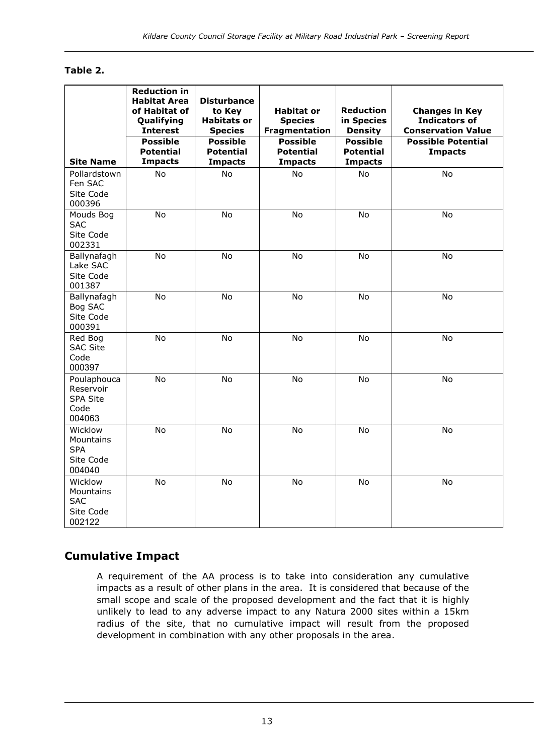**Table 2.**

| Site Name | Reduction in Habitat Area of Habitat of Qualifying Interest | Disturbance to Key Habitats or Species | Habitat or Species Fragmentation | Reduction in Species Density | Changes in Key Indicators of Conservation Value |
|---|---|---|---|---|---|
| | Possible Potential Impacts | Possible Potential Impacts | Possible Potential Impacts | Possible Potential Impacts | Possible Potential Impacts |
| Pollardstown Fen SAC Site Code 000396 | No | No | No | No | No |
| Mouds Bog SAC Site Code 002331 | No | No | No | No | No |
| Ballynafagh Lake SAC Site Code 001387 | No | No | No | No | No |
| Ballynafagh Bog SAC Site Code 000391 | No | No | No | No | No |
| Red Bog SAC Site Code 000397 | No | No | No | No | No |
| Poulaphouca Reservoir SPA Site Code 004063 | No | No | No | No | No |
| Wicklow Mountains SPA Site Code 004040 | No | No | No | No | No |
| Wicklow Mountains SAC Site Code 002122 | No | No | No | No | No |

## Cumulative Impact

A requirement of the AA process is to take into consideration any cumulative impacts as a result of other plans in the area. It is considered that because of the small scope and scale of the proposed development and the fact that it is highly unlikely to lead to any adverse impact to any Natura 2000 sites within a 15km radius of the site, that no cumulative impact will result from the proposed development in combination with any other proposals in the area.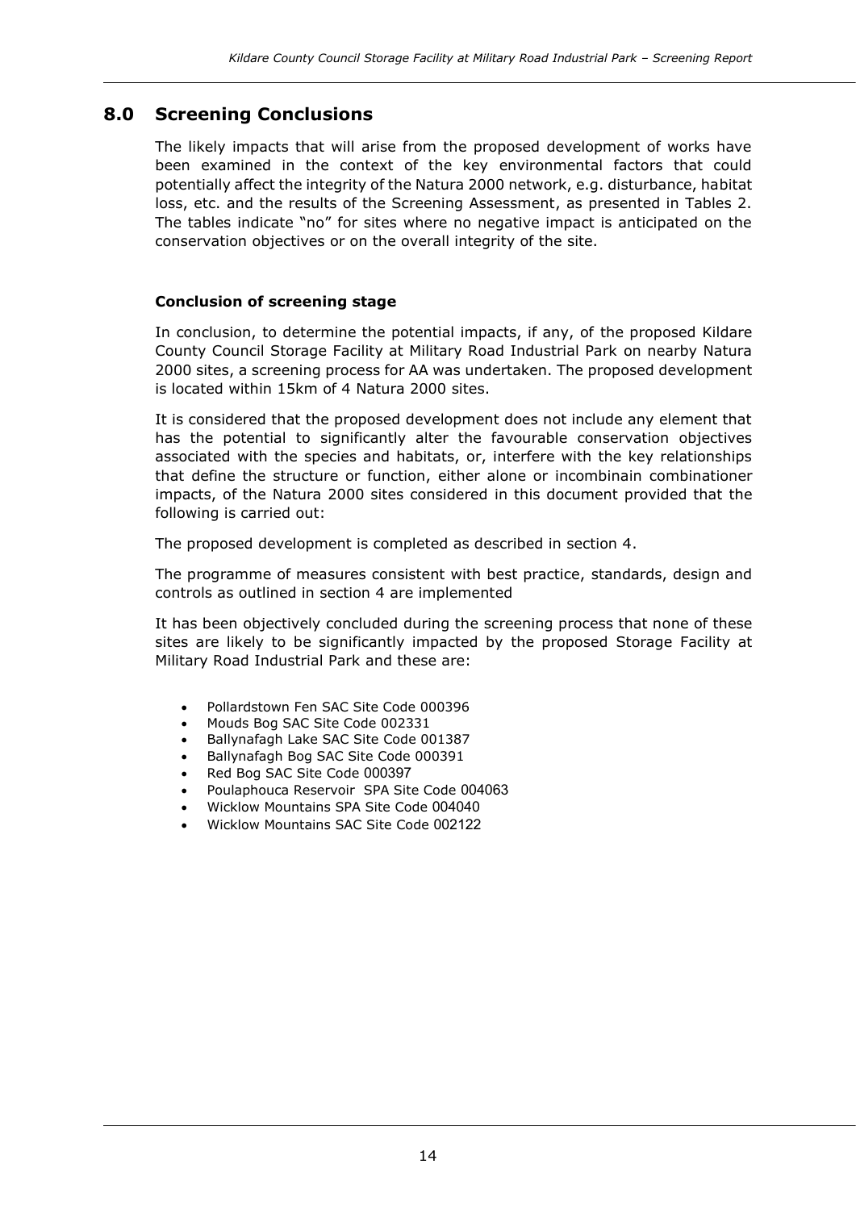## 8.0 Screening Conclusions

The likely impacts that will arise from the proposed development of works have been examined in the context of the key environmental factors that could potentially affect the integrity of the Natura 2000 network, e.g. disturbance, habitat loss, etc. and the results of the Screening Assessment, as presented in Tables 2. The tables indicate "no" for sites where no negative impact is anticipated on the conservation objectives or on the overall integrity of the site.

**Conclusion of screening stage**

In conclusion, to determine the potential impacts, if any, of the proposed Kildare County Council Storage Facility at Military Road Industrial Park on nearby Natura 2000 sites, a screening process for AA was undertaken. The proposed development is located within 15km of 4 Natura 2000 sites.

It is considered that the proposed development does not include any element that has the potential to significantly alter the favourable conservation objectives associated with the species and habitats, or, interfere with the key relationships that define the structure or function, either alone or incombinain combinationer impacts, of the Natura 2000 sites considered in this document provided that the following is carried out:

The proposed development is completed as described in section 4.

The programme of measures consistent with best practice, standards, design and controls as outlined in section 4 are implemented

It has been objectively concluded during the screening process that none of these sites are likely to be significantly impacted by the proposed Storage Facility at Military Road Industrial Park and these are:

- Pollardstown Fen SAC Site Code 000396
- Mouds Bog SAC Site Code 002331
- Ballynafagh Lake SAC Site Code 001387
- Ballynafagh Bog SAC Site Code 000391
- Red Bog SAC Site Code 000397
- Poulaphouca Reservoir SPA Site Code 004063
- Wicklow Mountains SPA Site Code 004040
- Wicklow Mountains SAC Site Code 002122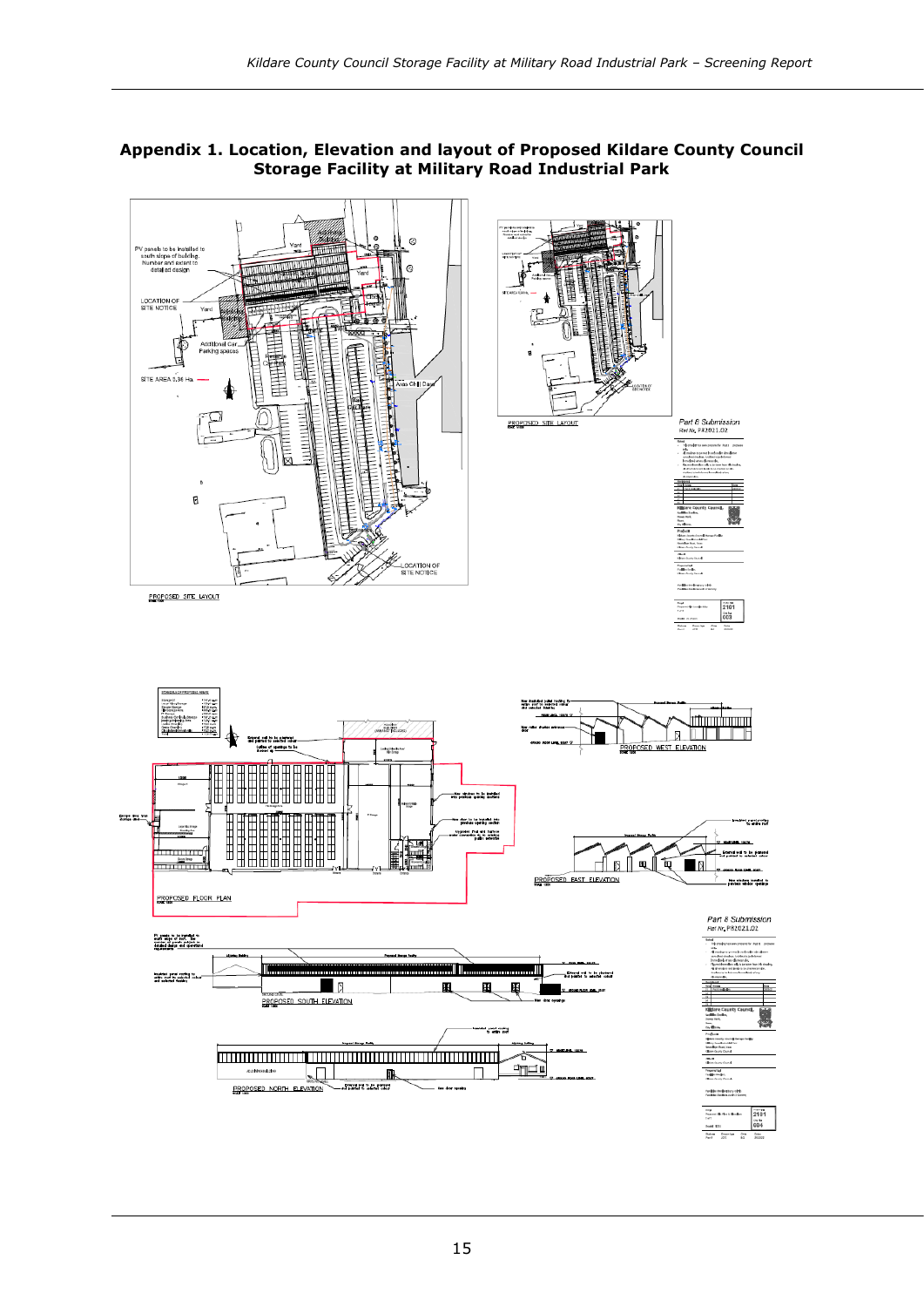## Appendix 1. Location, Elevation and layout of Proposed Kildare County Council Storage Facility at Military Road Industrial Park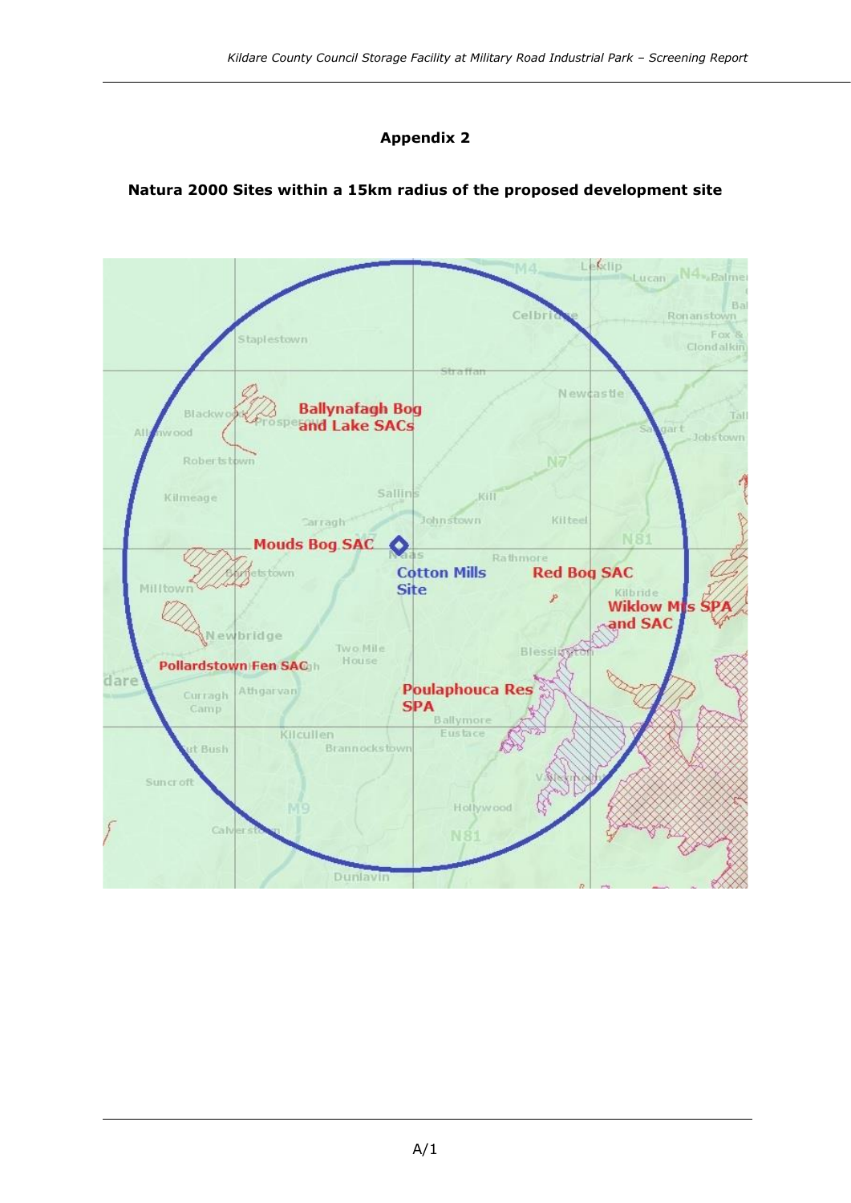## Appendix 2

### Natura 2000 Sites within a 15km radius of the proposed development site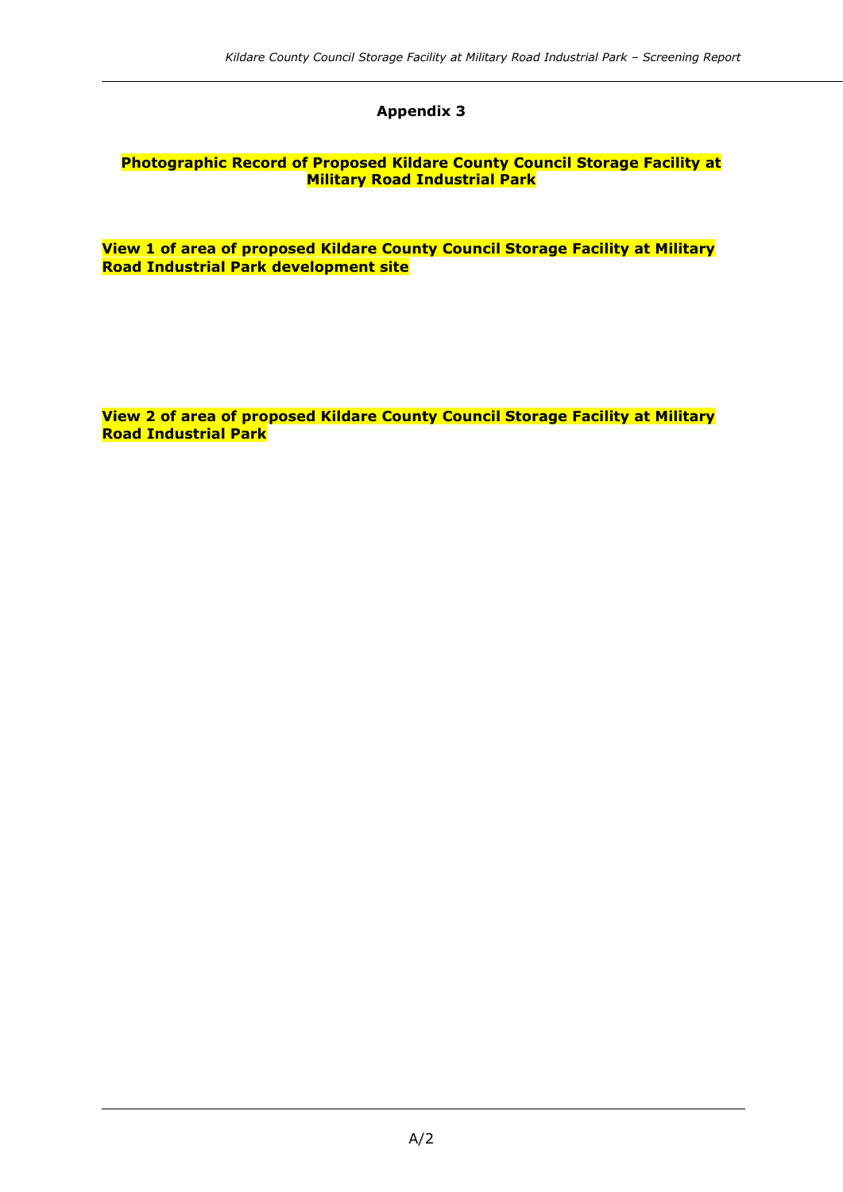## Appendix 3

**Photographic Record of Proposed Kildare County Council Storage Facility at Military Road Industrial Park**

**View 1 of area of proposed Kildare County Council Storage Facility at Military Road Industrial Park development site**

**View 2 of area of proposed Kildare County Council Storage Facility at Military Road Industrial Park**